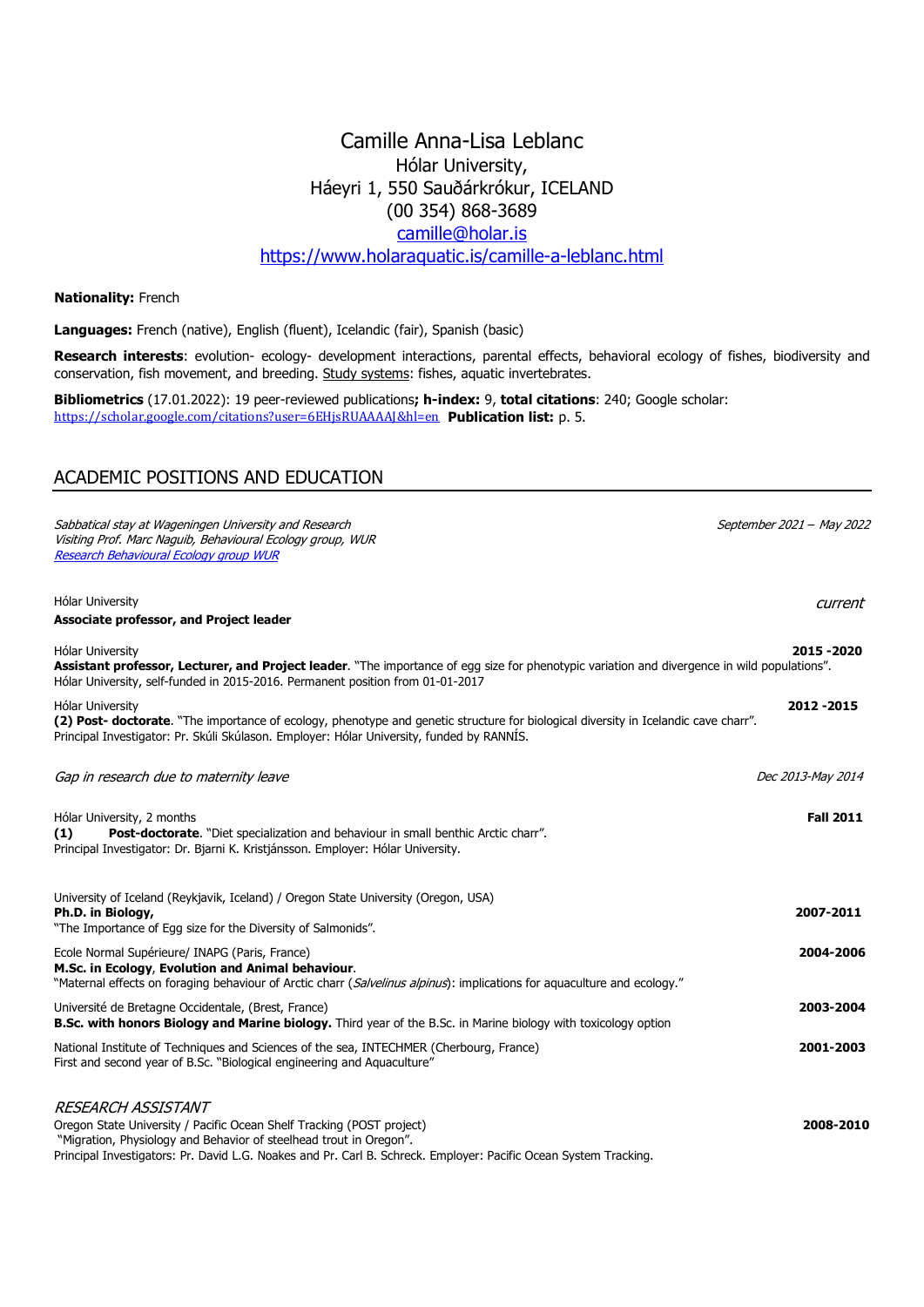# Camille Anna-Lisa Leblanc

Hólar University,
Háeyri 1, 550 Sauðárkrókur, ICELAND
(00 354) 868-3689
camille@holar.is
https://www.holaraquatic.is/camille-a-leblanc.html

**Nationality:** French

**Languages:** French (native), English (fluent), Icelandic (fair), Spanish (basic)

**Research interests**: evolution- ecology- development interactions, parental effects, behavioral ecology of fishes, biodiversity and conservation, fish movement, and breeding. Study systems: fishes, aquatic invertebrates.

**Bibliometrics** (17.01.2022): 19 peer-reviewed publications**; h-index:** 9, **total citations**: 240; Google scholar: https://scholar.google.com/citations?user=6EHjsRUAAAAJ&hl=en **Publication list:** p. 5.

## ACADEMIC POSITIONS AND EDUCATION

*Sabbatical stay at Wageningen University and Research* — *September 2021 – May 2022*
*Visiting Prof. Marc Naguib, Behavioural Ecology group, WUR*
*Research Behavioural Ecology group WUR*

Hólar University — *current*
**Associate professor, and Project leader**

Hólar University — **2015 -2020**
**Assistant professor, Lecturer, and Project leader**. "The importance of egg size for phenotypic variation and divergence in wild populations". Hólar University, self-funded in 2015-2016. Permanent position from 01-01-2017

Hólar University — **2012 -2015**
**(2) Post- doctorate**. "The importance of ecology, phenotype and genetic structure for biological diversity in Icelandic cave charr". Principal Investigator: Pr. Skúli Skúlason. Employer: Hólar University, funded by RANNÍS.

*Gap in research due to maternity leave* — *Dec 2013-May 2014*

Hólar University, 2 months — **Fall 2011**
**(1) Post-doctorate**. "Diet specialization and behaviour in small benthic Arctic charr". Principal Investigator: Dr. Bjarni K. Kristjánsson. Employer: Hólar University.

University of Iceland (Reykjavik, Iceland) / Oregon State University (Oregon, USA)
**Ph.D. in Biology,** — **2007-2011**
"The Importance of Egg size for the Diversity of Salmonids".

Ecole Normal Supérieure/ INAPG (Paris, France) — **2004-2006**
**M.Sc. in Ecology, Evolution and Animal behaviour**.
"Maternal effects on foraging behaviour of Arctic charr (*Salvelinus alpinus*): implications for aquaculture and ecology."

Université de Bretagne Occidentale, (Brest, France) — **2003-2004**
**B.Sc. with honors Biology and Marine biology.** Third year of the B.Sc. in Marine biology with toxicology option

National Institute of Techniques and Sciences of the sea, INTECHMER (Cherbourg, France) — **2001-2003**
First and second year of B.Sc. "Biological engineering and Aquaculture"

### *RESEARCH ASSISTANT*

Oregon State University / Pacific Ocean Shelf Tracking (POST project) — **2008-2010**
"Migration, Physiology and Behavior of steelhead trout in Oregon".
Principal Investigators: Pr. David L.G. Noakes and Pr. Carl B. Schreck. Employer: Pacific Ocean System Tracking.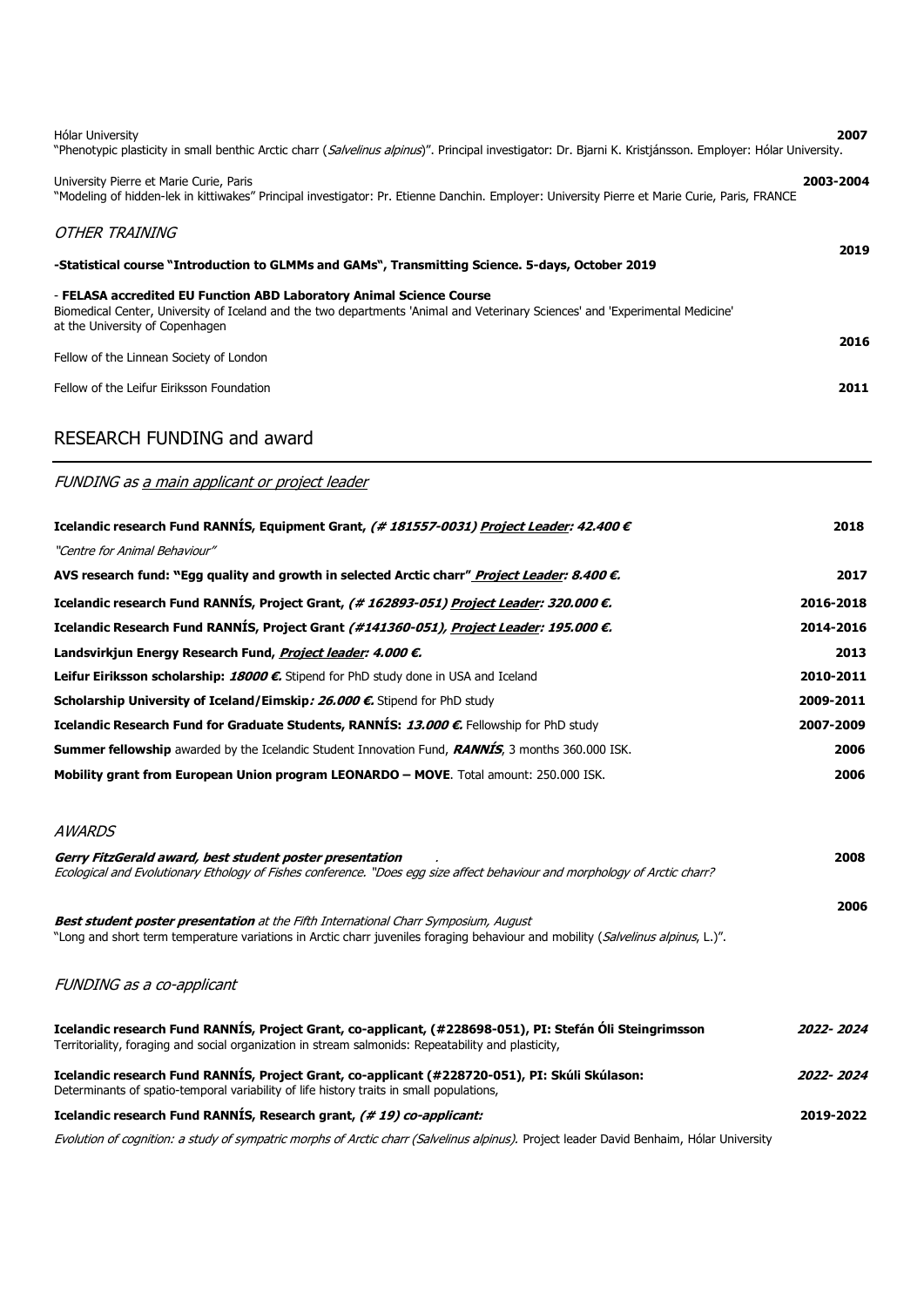Hólar University **2007**
"Phenotypic plasticity in small benthic Arctic charr (*Salvelinus alpinus*)". Principal investigator: Dr. Bjarni K. Kristjánsson. Employer: Hólar University.

University Pierre et Marie Curie, Paris **2003-2004**
"Modeling of hidden-lek in kittiwakes" Principal investigator: Pr. Etienne Danchin. Employer: University Pierre et Marie Curie, Paris, FRANCE

### *OTHER TRAINING*

**-Statistical course "Introduction to GLMMs and GAMs", Transmitting Science. 5-days, October 2019** **2019**

- **FELASA accredited EU Function ABD Laboratory Animal Science Course**
Biomedical Center, University of Iceland and the two departments 'Animal and Veterinary Sciences' and 'Experimental Medicine' at the University of Copenhagen **2016**

Fellow of the Linnean Society of London

Fellow of the Leifur Eiriksson Foundation **2011**

## RESEARCH FUNDING and award

### *FUNDING as a main applicant or project leader*

**Icelandic research Fund RANNÍS, Equipment Grant, *(# 181557-0031) Project Leader: 42.400 €*** **2018**
*"Centre for Animal Behaviour"*

**AVS research fund: "Egg quality and growth in selected Arctic charr" *Project Leader: 8.400 €.*** **2017**

**Icelandic research Fund RANNÍS, Project Grant, *(# 162893-051) Project Leader: 320.000 €.*** **2016-2018**

**Icelandic Research Fund RANNÍS, Project Grant *(#141360-051), Project Leader: 195.000 €.*** **2014-2016**

**Landsvirkjun Energy Research Fund, *Project leader: 4.000 €.*** **2013**

**Leifur Eiriksson scholarship: *18000 €.*** Stipend for PhD study done in USA and Iceland **2010-2011**

**Scholarship University of Iceland/Eimskip*: 26.000 €.*** Stipend for PhD study **2009-2011**

**Icelandic Research Fund for Graduate Students, RANNÍS: *13.000 €.*** Fellowship for PhD study **2007-2009**

**Summer fellowship** awarded by the Icelandic Student Innovation Fund, ***RANNÍS***, 3 months 360.000 ISK. **2006**

**Mobility grant from European Union program LEONARDO – MOVE**. Total amount: 250.000 ISK. **2006**

### *AWARDS*

***Gerry FitzGerald award, best student poster presentation*** **2008**
*Ecological and Evolutionary Ethology of Fishes conference. "Does egg size affect behaviour and morphology of Arctic charr?*

***Best student poster presentation*** *at the Fifth International Charr Symposium, August* **2006**
"Long and short term temperature variations in Arctic charr juveniles foraging behaviour and mobility (*Salvelinus alpinus*, L.)".

### *FUNDING as a co-applicant*

**Icelandic research Fund RANNÍS, Project Grant, co-applicant, (#228698-051), PI: Stefán Óli Steingrimsson** ***2022- 2024***
Territoriality, foraging and social organization in stream salmonids: Repeatability and plasticity,

**Icelandic research Fund RANNÍS, Project Grant, co-applicant (#228720-051), PI: Skúli Skúlason:** ***2022- 2024***
Determinants of spatio-temporal variability of life history traits in small populations,

**Icelandic research Fund RANNÍS, Research grant, *(# 19) co-applicant:*** **2019-2022**
*Evolution of cognition: a study of sympatric morphs of Arctic charr (Salvelinus alpinus).* Project leader David Benhaim, Hólar University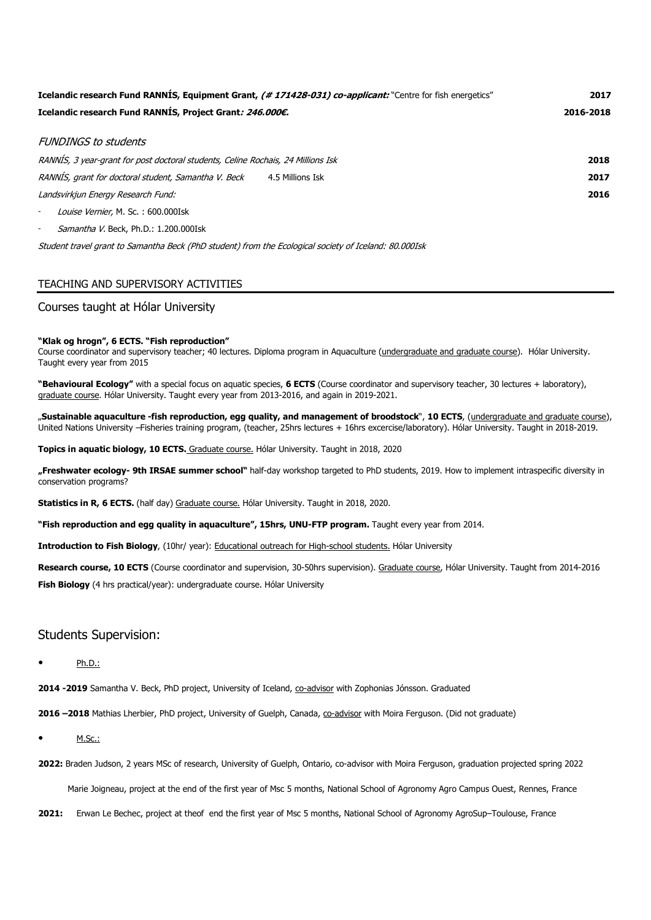**Icelandic research Fund RANNÍS, Equipment Grant, *(# 171428-031) co-applicant:*** "Centre for fish energetics" **2017**

**Icelandic research Fund RANNÍS, Project Grant*: 246.000€.*** **2016-2018**

*FUNDINGS to students*

*RANNÍS, 3 year-grant for post doctoral students, Celine Rochais, 24 Millions Isk* **2018**

*RANNÍS, grant for doctoral student, Samantha V. Beck* 4.5 Millions Isk **2017**

*Landsvirkjun Energy Research Fund:* **2016**

- *Louise Vernier,* M. Sc. : 600.000Isk
- *Samantha V.* Beck, Ph.D.: 1.200.000Isk

*Student travel grant to Samantha Beck (PhD student) from the Ecological society of Iceland: 80.000Isk*

## TEACHING AND SUPERVISORY ACTIVITIES

### Courses taught at Hólar University

**"Klak og hrogn", 6 ECTS. "Fish reproduction"**
Course coordinator and supervisory teacher; 40 lectures. Diploma program in Aquaculture (undergraduate and graduate course). Hólar University. Taught every year from 2015

**"Behavioural Ecology"** with a special focus on aquatic species, **6 ECTS** (Course coordinator and supervisory teacher, 30 lectures + laboratory), graduate course. Hólar University. Taught every year from 2013-2016, and again in 2019-2021.

„**Sustainable aquaculture -fish reproduction, egg quality, and management of broodstock**", **10 ECTS**, (undergraduate and graduate course), United Nations University –Fisheries training program, (teacher, 25hrs lectures + 16hrs excercise/laboratory). Hólar University. Taught in 2018-2019.

**Topics in aquatic biology, 10 ECTS.** Graduate course. Hólar University. Taught in 2018, 2020

**„Freshwater ecology- 9th IRSAE summer school"** half-day workshop targeted to PhD students, 2019. How to implement intraspecific diversity in conservation programs?

**Statistics in R, 6 ECTS.** (half day) Graduate course. Hólar University. Taught in 2018, 2020.

**"Fish reproduction and egg quality in aquaculture", 15hrs, UNU-FTP program.** Taught every year from 2014.

**Introduction to Fish Biology**, (10hr/ year): Educational outreach for High-school students. Hólar University

**Research course, 10 ECTS** (Course coordinator and supervision, 30-50hrs supervision). Graduate course, Hólar University. Taught from 2014-2016

**Fish Biology** (4 hrs practical/year): undergraduate course. Hólar University

### Students Supervision:

- Ph.D.:

**2014 -2019** Samantha V. Beck, PhD project, University of Iceland, co-advisor with Zophonias Jónsson. Graduated

**2016 –2018** Mathias Lherbier, PhD project, University of Guelph, Canada, co-advisor with Moira Ferguson. (Did not graduate)

- M.Sc.:

**2022:** Braden Judson, 2 years MSc of research, University of Guelph, Ontario, co-advisor with Moira Ferguson, graduation projected spring 2022

Marie Joigneau, project at the end of the first year of Msc 5 months, National School of Agronomy Agro Campus Ouest, Rennes, France

**2021:** Erwan Le Bechec, project at theof end the first year of Msc 5 months, National School of Agronomy AgroSup–Toulouse, France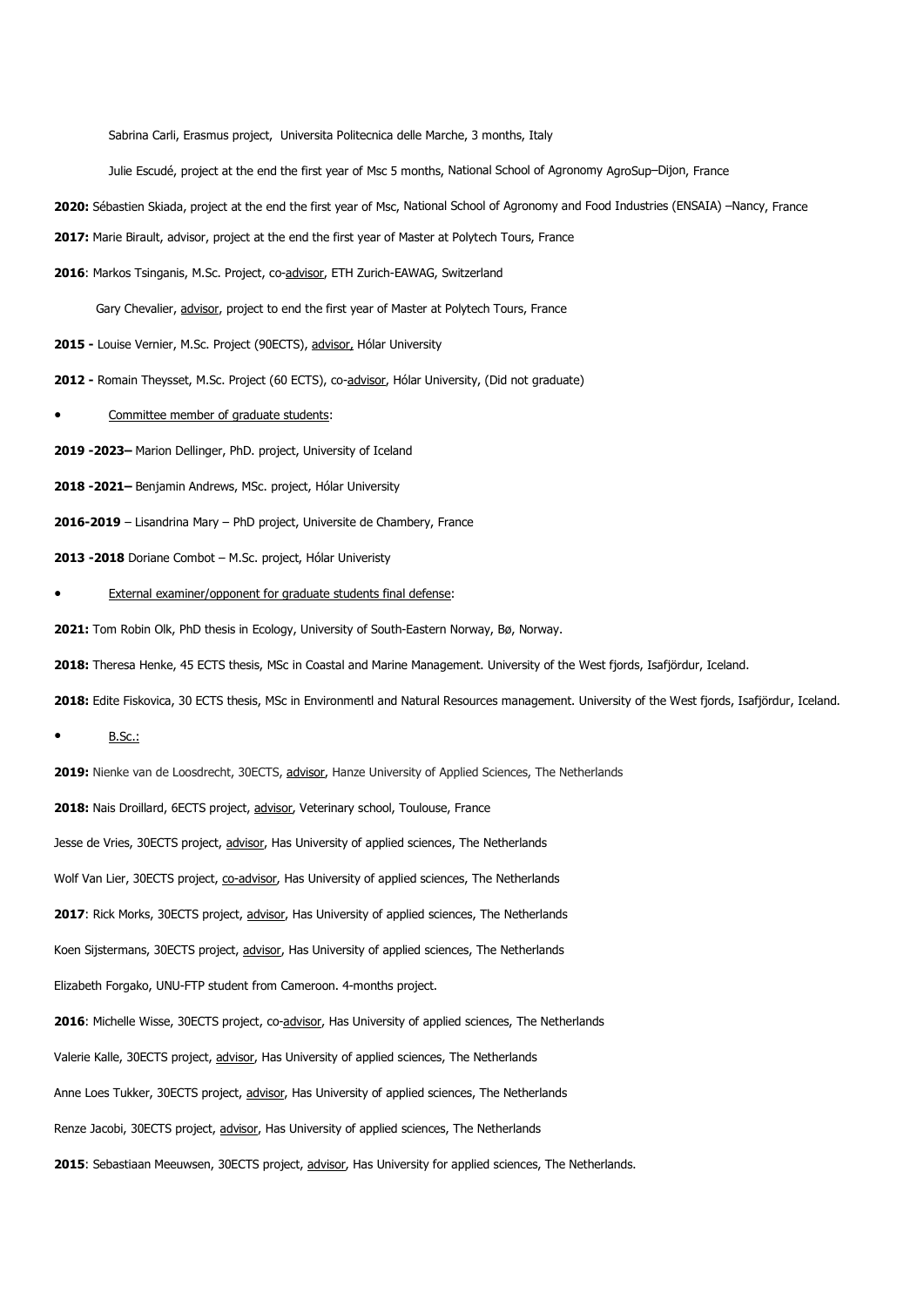Sabrina Carli, Erasmus project, Universita Politecnica delle Marche, 3 months, Italy

Julie Escudé, project at the end the first year of Msc 5 months, National School of Agronomy AgroSup–Dijon, France

**2020:** Sébastien Skiada, project at the end the first year of Msc, National School of Agronomy and Food Industries (ENSAIA) –Nancy, France

**2017:** Marie Birault, advisor, project at the end the first year of Master at Polytech Tours, France

**2016**: Markos Tsinganis, M.Sc. Project, co-advisor, ETH Zurich-EAWAG, Switzerland

Gary Chevalier, advisor, project to end the first year of Master at Polytech Tours, France

**2015 -** Louise Vernier, M.Sc. Project (90ECTS), advisor, Hólar University

**2012 -** Romain Theysset, M.Sc. Project (60 ECTS), co-advisor, Hólar University, (Did not graduate)

- Committee member of graduate students:

**2019 -2023–** Marion Dellinger, PhD. project, University of Iceland

**2018 -2021–** Benjamin Andrews, MSc. project, Hólar University

**2016-2019** – Lisandrina Mary – PhD project, Universite de Chambery, France

**2013 -2018** Doriane Combot – M.Sc. project, Hólar Univeristy

- External examiner/opponent for graduate students final defense:

**2021:** Tom Robin Olk, PhD thesis in Ecology, University of South-Eastern Norway, Bø, Norway.

**2018:** Theresa Henke, 45 ECTS thesis, MSc in Coastal and Marine Management. University of the West fjords, Isafjördur, Iceland.

**2018:** Edite Fiskovica, 30 ECTS thesis, MSc in Environmentl and Natural Resources management. University of the West fjords, Isafjördur, Iceland.

- B.Sc.:

**2019:** Nienke van de Loosdrecht, 30ECTS, advisor, Hanze University of Applied Sciences, The Netherlands

**2018:** Nais Droillard, 6ECTS project, advisor, Veterinary school, Toulouse, France

Jesse de Vries, 30ECTS project, advisor, Has University of applied sciences, The Netherlands

Wolf Van Lier, 30ECTS project, co-advisor, Has University of applied sciences, The Netherlands

**2017**: Rick Morks, 30ECTS project, advisor, Has University of applied sciences, The Netherlands

Koen Sijstermans, 30ECTS project, advisor, Has University of applied sciences, The Netherlands

Elizabeth Forgako, UNU-FTP student from Cameroon. 4-months project.

**2016**: Michelle Wisse, 30ECTS project, co-advisor, Has University of applied sciences, The Netherlands

Valerie Kalle, 30ECTS project, advisor, Has University of applied sciences, The Netherlands

Anne Loes Tukker, 30ECTS project, advisor, Has University of applied sciences, The Netherlands

Renze Jacobi, 30ECTS project, advisor, Has University of applied sciences, The Netherlands

**2015**: Sebastiaan Meeuwsen, 30ECTS project, advisor, Has University for applied sciences, The Netherlands.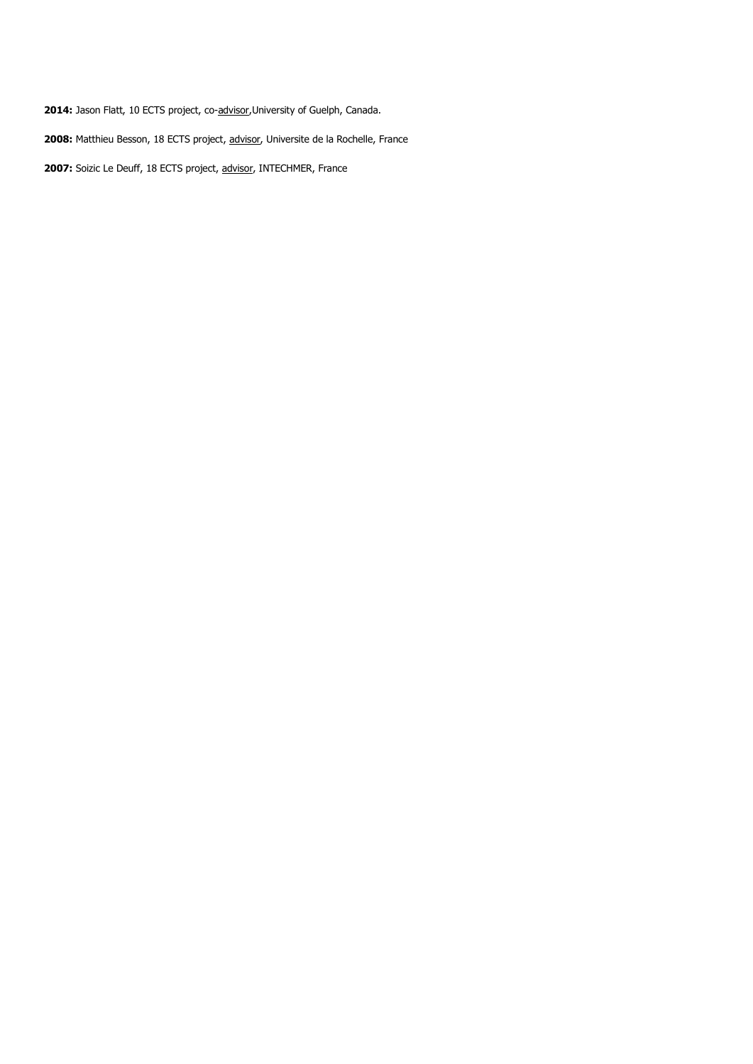**2014:** Jason Flatt, 10 ECTS project, co-advisor,University of Guelph, Canada.

**2008:** Matthieu Besson, 18 ECTS project, advisor, Universite de la Rochelle, France

**2007:** Soizic Le Deuff, 18 ECTS project, advisor, INTECHMER, France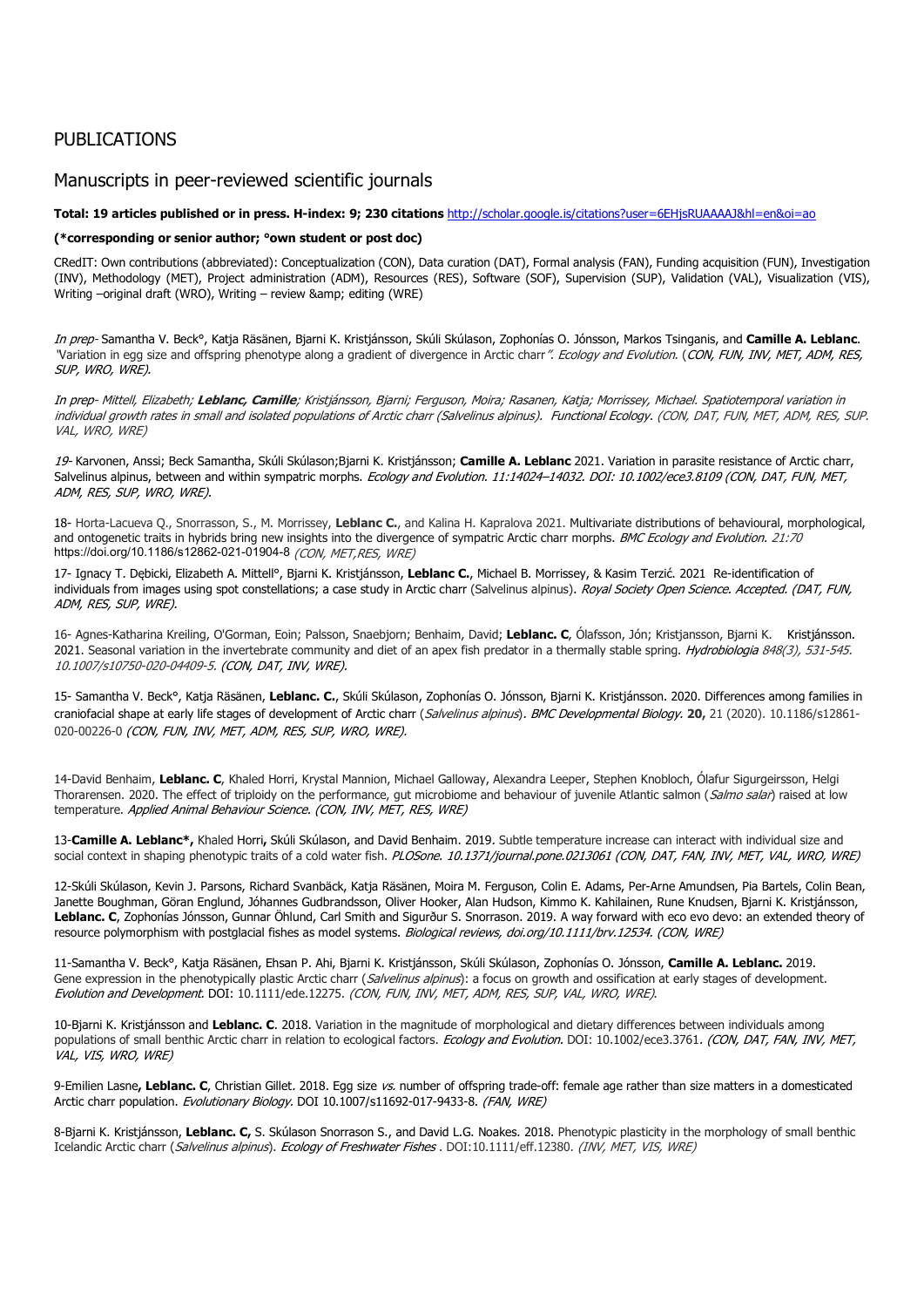## PUBLICATIONS

## Manuscripts in peer-reviewed scientific journals

**Total: 19 articles published or in press. H-index: 9; 230 citations** http://scholar.google.is/citations?user=6EHjsRUAAAAJ&hl=en&oi=ao

**(*corresponding or senior author; °own student or post doc)**

CRedIT: Own contributions (abbreviated): Conceptualization (CON), Data curation (DAT), Formal analysis (FAN), Funding acquisition (FUN), Investigation (INV), Methodology (MET), Project administration (ADM), Resources (RES), Software (SOF), Supervision (SUP), Validation (VAL), Visualization (VIS), Writing –original draft (WRO), Writing – review &amp; editing (WRE)

*In prep*- Samantha V. Beck°, Katja Räsänen, Bjarni K. Kristjánsson, Skúli Skúlason, Zophonías O. Jónsson, Markos Tsinganis, and **Camille A. Leblanc**. "Variation in egg size and offspring phenotype along a gradient of divergence in Arctic charr*". Ecology and Evolution*. (*CON, FUN, INV, MET, ADM, RES, SUP, WRO, WRE).*

*In prep- Mittell, Elizabeth;* ***Leblanc, Camille****; Kristjánsson, Bjarni; Ferguson, Moira; Rasanen, Katja; Morrissey, Michael. Spatiotemporal variation in individual growth rates in small and isolated populations of Arctic charr (Salvelinus alpinus). Functional Ecology. (CON, DAT, FUN, MET, ADM, RES, SUP. VAL, WRO, WRE)*

*19*- Karvonen, Anssi; Beck Samantha, Skúli Skúlason;Bjarni K. Kristjánsson; **Camille A. Leblanc** 2021. Variation in parasite resistance of Arctic charr, Salvelinus alpinus, between and within sympatric morphs. *Ecology and Evolution. 11:14024–14032. DOI: 10.1002/ece3.8109 (CON, DAT, FUN, MET, ADM, RES, SUP, WRO, WRE).*

18- Horta-Lacueva Q., Snorrasson, S., M. Morrissey, **Leblanc C.**, and Kalina H. Kapralova 2021. Multivariate distributions of behavioural, morphological, and ontogenetic traits in hybrids bring new insights into the divergence of sympatric Arctic charr morphs. *BMC Ecology and Evolution. 21:70* https://doi.org/10.1186/s12862-021-01904-8 *(CON, MET,RES, WRE)*

17- Ignacy T. Dębicki, Elizabeth A. Mittell°, Bjarni K. Kristjánsson, **Leblanc C.**, Michael B. Morrissey, & Kasim Terzić. 2021 Re-identification of individuals from images using spot constellations; a case study in Arctic charr (Salvelinus alpinus). *Royal Society Open Science. Accepted. (DAT, FUN, ADM, RES, SUP, WRE).*

16- Agnes-Katharina Kreiling, O'Gorman, Eoin; Palsson, Snaebjorn; Benhaim, David; **Leblanc. C**, Ólafsson, Jón; Kristjansson, Bjarni K. Kristjánsson. 2021. Seasonal variation in the invertebrate community and diet of an apex fish predator in a thermally stable spring. *Hydrobiologia 848(3), 531-545. 10.1007/s10750-020-04409-5.* ***(CON, DAT, INV, WRE).***

15- Samantha V. Beck°, Katja Räsänen, **Leblanc. C.**, Skúli Skúlason, Zophonías O. Jónsson, Bjarni K. Kristjánsson. 2020. Differences among families in craniofacial shape at early life stages of development of Arctic charr (*Salvelinus alpinus*). *BMC Developmental Biology.* **20,** 21 (2020). 10.1186/s12861-020-00226-0 *(CON, FUN, INV, MET, ADM, RES, SUP, WRO, WRE).*

14-David Benhaim, **Leblanc. C**, Khaled Horri, Krystal Mannion, Michael Galloway, Alexandra Leeper, Stephen Knobloch, Ólafur Sigurgeirsson, Helgi Thorarensen. 2020. The effect of triploidy on the performance, gut microbiome and behaviour of juvenile Atlantic salmon (*Salmo salar*) raised at low temperature. *Applied Animal Behaviour Science. (CON, INV, MET, RES, WRE)*

13-**Camille A. Leblanc\***, Khaled Horri**,** Skúli Skúlason, and David Benhaim. 2019. Subtle temperature increase can interact with individual size and social context in shaping phenotypic traits of a cold water fish. *PLOSone. 10.1371/journal.pone.0213061 (CON, DAT, FAN, INV, MET, VAL, WRO, WRE)*

12-Skúli Skúlason, Kevin J. Parsons, Richard Svanbäck, Katja Räsänen, Moira M. Ferguson, Colin E. Adams, Per-Arne Amundsen, Pia Bartels, Colin Bean, Janette Boughman, Göran Englund, Jóhannes Gudbrandsson, Oliver Hooker, Alan Hudson, Kimmo K. Kahilainen, Rune Knudsen, Bjarni K. Kristjánsson, **Leblanc. C**, Zophonías Jónsson, Gunnar Öhlund, Carl Smith and Sigurður S. Snorrason. 2019. A way forward with eco evo devo: an extended theory of resource polymorphism with postglacial fishes as model systems. *Biological reviews, doi.org/10.1111/brv.12534. (CON, WRE)*

11-Samantha V. Beck°, Katja Räsänen, Ehsan P. Ahi, Bjarni K. Kristjánsson, Skúli Skúlason, Zophonías O. Jónsson, **Camille A. Leblanc.** 2019. Gene expression in the phenotypically plastic Arctic charr (*Salvelinus alpinus*): a focus on growth and ossification at early stages of development. *Evolution and Development*. DOI: 10.1111/ede.12275. *(CON, FUN, INV, MET, ADM, RES, SUP, VAL, WRO, WRE).*

10-Bjarni K. Kristjánsson and **Leblanc. C**. 2018. Variation in the magnitude of morphological and dietary differences between individuals among populations of small benthic Arctic charr in relation to ecological factors. *Ecology and Evolution.* DOI: 10.1002/ece3.3761. *(CON, DAT, FAN, INV, MET, VAL, VIS, WRO, WRE)*

9-Emilien Lasne**, Leblanc. C**, Christian Gillet. 2018. Egg size *vs.* number of offspring trade-off: female age rather than size matters in a domesticated Arctic charr population. *Evolutionary Biology.* DOI 10.1007/s11692-017-9433-8. *(FAN, WRE)*

8-Bjarni K. Kristjánsson, **Leblanc. C,** S. Skúlason Snorrason S., and David L.G. Noakes. 2018. Phenotypic plasticity in the morphology of small benthic Icelandic Arctic charr (*Salvelinus alpinus*). *Ecology of Freshwater Fishes* . DOI:10.1111/eff.12380. *(INV, MET, VIS, WRE)*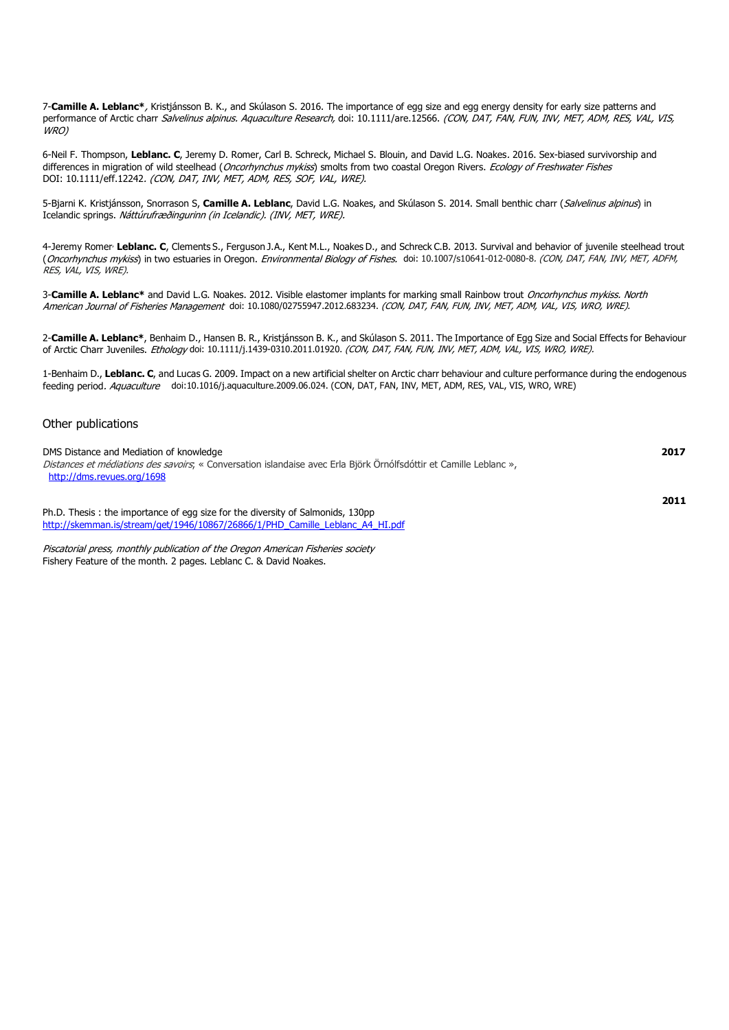7-**Camille A. Leblanc***, Kristjánsson B. K., and Skúlason S. 2016. The importance of egg size and egg energy density for early size patterns and performance of Arctic charr *Salvelinus alpinus. Aquaculture Research,* doi: 10.1111/are.12566. *(CON, DAT, FAN, FUN, INV, MET, ADM, RES, VAL, VIS, WRO)*

6-Neil F. Thompson, **Leblanc. C**, Jeremy D. Romer, Carl B. Schreck, Michael S. Blouin, and David L.G. Noakes. 2016. Sex-biased survivorship and differences in migration of wild steelhead (*Oncorhynchus mykiss*) smolts from two coastal Oregon Rivers. *Ecology of Freshwater Fishes* DOI: 10.1111/eff.12242. *(CON, DAT, INV, MET, ADM, RES, SOF, VAL, WRE).*

5-Bjarni K. Kristjánsson, Snorrason S, **Camille A. Leblanc**, David L.G. Noakes, and Skúlason S. 2014. Small benthic charr (*Salvelinus alpinus*) in Icelandic springs. *Náttúrufræðingurinn (in Icelandic). (INV, MET, WRE).*

4-Jeremy Romer, **Leblanc. C**, Clements S., Ferguson J.A., Kent M.L., Noakes D., and Schreck C.B. 2013. Survival and behavior of juvenile steelhead trout (*Oncorhynchus mykiss*) in two estuaries in Oregon. *Environmental Biology of Fishes.* doi: 10.1007/s10641-012-0080-8. *(CON, DAT, FAN, INV, MET, ADFM, RES, VAL, VIS, WRE).*

3-**Camille A. Leblanc*** and David L.G. Noakes. 2012. Visible elastomer implants for marking small Rainbow trout *Oncorhynchus mykiss. North American Journal of Fisheries Management* doi: 10.1080/02755947.2012.683234. *(CON, DAT, FAN, FUN, INV, MET, ADM, VAL, VIS, WRO, WRE).*

2-**Camille A. Leblanc***, Benhaim D., Hansen B. R., Kristjánsson B. K., and Skúlason S. 2011. The Importance of Egg Size and Social Effects for Behaviour of Arctic Charr Juveniles. *Ethology* doi: 10.1111/j.1439-0310.2011.01920. *(CON, DAT, FAN, FUN, INV, MET, ADM, VAL, VIS, WRO, WRE).*

1-Benhaim D., **Leblanc. C**, and Lucas G. 2009. Impact on a new artificial shelter on Arctic charr behaviour and culture performance during the endogenous feeding period. *Aquaculture* doi:10.1016/j.aquaculture.2009.06.024. (CON, DAT, FAN, INV, MET, ADM, RES, VAL, VIS, WRO, WRE)

## Other publications

DMS Distance and Mediation of knowledge **2017**
*Distances et médiations des savoirs*, « Conversation islandaise avec Erla Björk Örnólfsdóttir et Camille Leblanc »,
http://dms.revues.org/1698

**2011**

Ph.D. Thesis : the importance of egg size for the diversity of Salmonids, 130pp
http://skemman.is/stream/get/1946/10867/26866/1/PHD_Camille_Leblanc_A4_HI.pdf

*Piscatorial press, monthly publication of the Oregon American Fisheries society*
Fishery Feature of the month. 2 pages. Leblanc C. & David Noakes.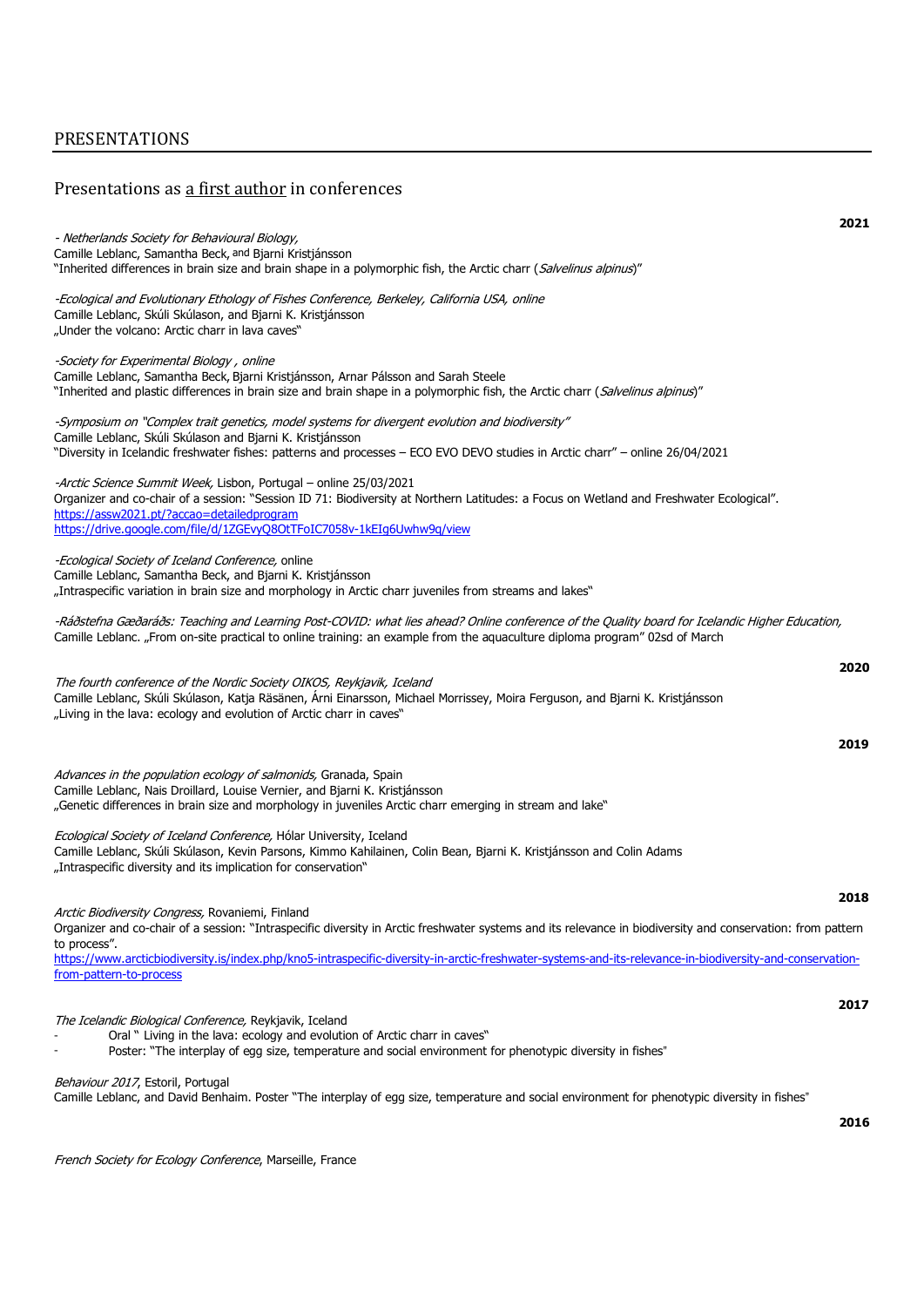# PRESENTATIONS

## Presentations as a first author in conferences

**2021**

*- Netherlands Society for Behavioural Biology,*
Camille Leblanc, Samantha Beck, and Bjarni Kristjánsson
"Inherited differences in brain size and brain shape in a polymorphic fish, the Arctic charr (*Salvelinus alpinus*)"

*-Ecological and Evolutionary Ethology of Fishes Conference, Berkeley, California USA, online*
Camille Leblanc, Skúli Skúlason, and Bjarni K. Kristjánsson
„Under the volcano: Arctic charr in lava caves"

*-Society for Experimental Biology , online*
Camille Leblanc, Samantha Beck, Bjarni Kristjánsson, Arnar Pálsson and Sarah Steele
"Inherited and plastic differences in brain size and brain shape in a polymorphic fish, the Arctic charr (*Salvelinus alpinus*)"

*-Symposium on "Complex trait genetics, model systems for divergent evolution and biodiversity"*
Camille Leblanc, Skúli Skúlason and Bjarni K. Kristjánsson
"Diversity in Icelandic freshwater fishes: patterns and processes – ECO EVO DEVO studies in Arctic charr" – online 26/04/2021

*-Arctic Science Summit Week,* Lisbon, Portugal – online 25/03/2021
Organizer and co-chair of a session: "Session ID 71: Biodiversity at Northern Latitudes: a Focus on Wetland and Freshwater Ecological".
https://assw2021.pt/?accao=detailedprogram
https://drive.google.com/file/d/1ZGEvyQ8OtTFoIC7058v-1kEIg6Uwhw9q/view

*-Ecological Society of Iceland Conference,* online
Camille Leblanc, Samantha Beck, and Bjarni K. Kristjánsson
„Intraspecific variation in brain size and morphology in Arctic charr juveniles from streams and lakes"

*-Ráðstefna Gæðaráðs: Teaching and Learning Post-COVID: what lies ahead? Online conference of the Quality board for Icelandic Higher Education,*
Camille Leblanc. „From on-site practical to online training: an example from the aquaculture diploma program" 02sd of March

**2020**

*The fourth conference of the Nordic Society OIKOS, Reykjavik, Iceland*
Camille Leblanc, Skúli Skúlason, Katja Räsänen, Árni Einarsson, Michael Morrissey, Moira Ferguson, and Bjarni K. Kristjánsson
„Living in the lava: ecology and evolution of Arctic charr in caves"

**2019**

*Advances in the population ecology of salmonids,* Granada, Spain
Camille Leblanc, Nais Droillard, Louise Vernier, and Bjarni K. Kristjánsson
„Genetic differences in brain size and morphology in juveniles Arctic charr emerging in stream and lake"

*Ecological Society of Iceland Conference,* Hólar University, Iceland
Camille Leblanc, Skúli Skúlason, Kevin Parsons, Kimmo Kahilainen, Colin Bean, Bjarni K. Kristjánsson and Colin Adams
„Intraspecific diversity and its implication for conservation"

**2018**

*Arctic Biodiversity Congress,* Rovaniemi, Finland
Organizer and co-chair of a session: "Intraspecific diversity in Arctic freshwater systems and its relevance in biodiversity and conservation: from pattern to process".
https://www.arcticbiodiversity.is/index.php/kno5-intraspecific-diversity-in-arctic-freshwater-systems-and-its-relevance-in-biodiversity-and-conservation-from-pattern-to-process

**2017**

*The Icelandic Biological Conference,* Reykjavik, Iceland
- Oral " Living in the lava: ecology and evolution of Arctic charr in caves"
- Poster: "The interplay of egg size, temperature and social environment for phenotypic diversity in fishes"

*Behaviour 2017,* Estoril, Portugal
Camille Leblanc, and David Benhaim. Poster "The interplay of egg size, temperature and social environment for phenotypic diversity in fishes"

**2016**

*French Society for Ecology Conference,* Marseille, France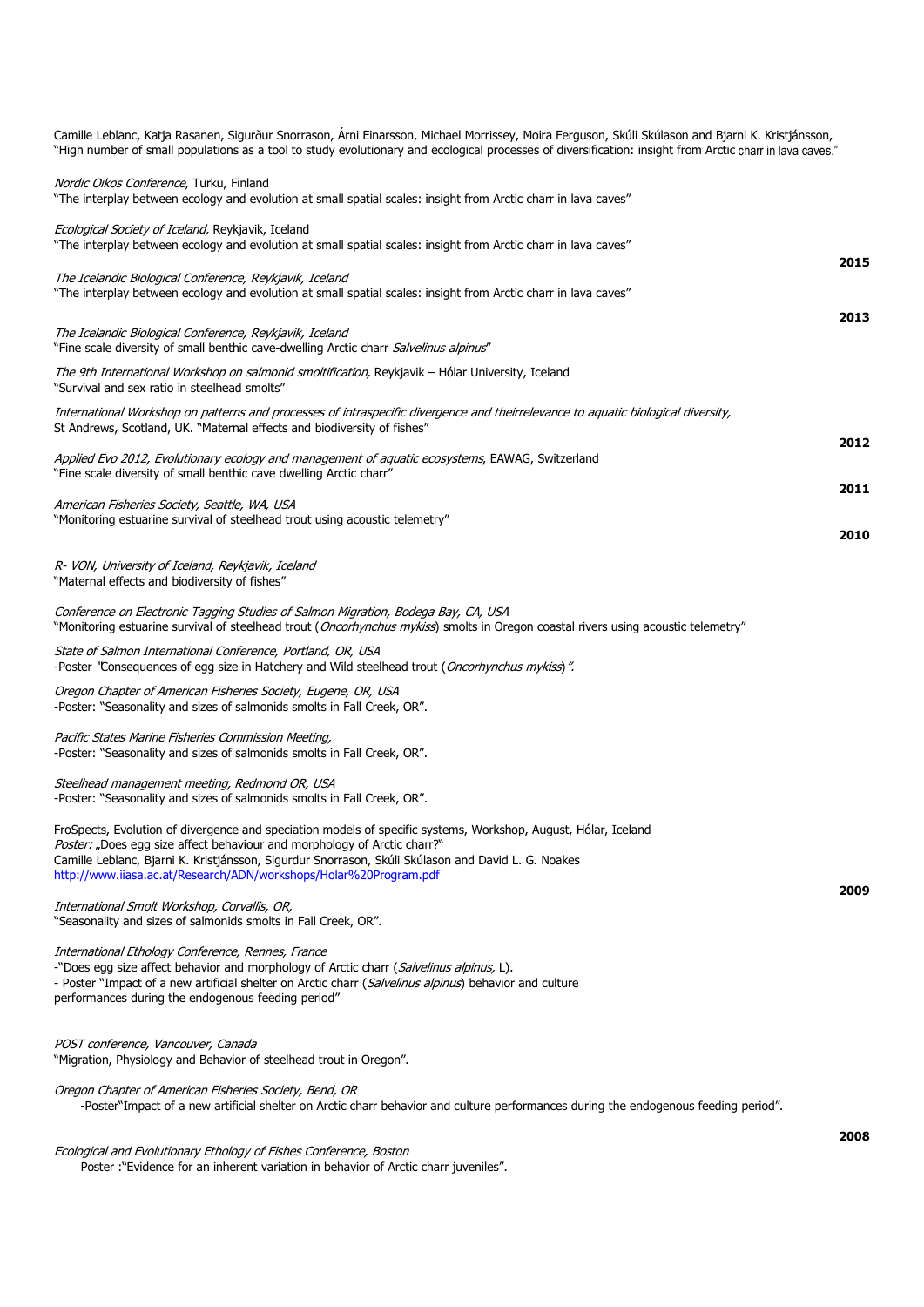Camille Leblanc, Katja Rasanen, Sigurður Snorrason, Árni Einarsson, Michael Morrissey, Moira Ferguson, Skúli Skúlason and Bjarni K. Kristjánsson, "High number of small populations as a tool to study evolutionary and ecological processes of diversification: insight from Arctic charr in lava caves."

*Nordic Oikos Conference*, Turku, Finland
"The interplay between ecology and evolution at small spatial scales: insight from Arctic charr in lava caves"

*Ecological Society of Iceland*, Reykjavik, Iceland
"The interplay between ecology and evolution at small spatial scales: insight from Arctic charr in lava caves"

**2015**

*The Icelandic Biological Conference, Reykjavik, Iceland*
"The interplay between ecology and evolution at small spatial scales: insight from Arctic charr in lava caves"

**2013**

*The Icelandic Biological Conference, Reykjavik, Iceland*
"Fine scale diversity of small benthic cave-dwelling Arctic charr *Salvelinus alpinus*"

*The 9th International Workshop on salmonid smoltification*, Reykjavik – Hólar University, Iceland
"Survival and sex ratio in steelhead smolts"

*International Workshop on patterns and processes of intraspecific divergence and theirrelevance to aquatic biological diversity*, St Andrews, Scotland, UK. "Maternal effects and biodiversity of fishes"

**2012**

*Applied Evo 2012, Evolutionary ecology and management of aquatic ecosystems*, EAWAG, Switzerland
"Fine scale diversity of small benthic cave dwelling Arctic charr"

**2011**

*American Fisheries Society, Seattle, WA, USA*
"Monitoring estuarine survival of steelhead trout using acoustic telemetry"

**2010**

*R- VON, University of Iceland, Reykjavik, Iceland*
"Maternal effects and biodiversity of fishes"

*Conference on Electronic Tagging Studies of Salmon Migration, Bodega Bay, CA, USA*
"Monitoring estuarine survival of steelhead trout (*Oncorhynchus mykiss*) smolts in Oregon coastal rivers using acoustic telemetry"

*State of Salmon International Conference, Portland, OR, USA*
-Poster "Consequences of egg size in Hatchery and Wild steelhead trout (*Oncorhynchus mykiss*)".

*Oregon Chapter of American Fisheries Society, Eugene, OR, USA*
-Poster: "Seasonality and sizes of salmonids smolts in Fall Creek, OR".

*Pacific States Marine Fisheries Commission Meeting,*
-Poster: "Seasonality and sizes of salmonids smolts in Fall Creek, OR".

*Steelhead management meeting, Redmond OR, USA*
-Poster: "Seasonality and sizes of salmonids smolts in Fall Creek, OR".

FroSpects, Evolution of divergence and speciation models of specific systems, Workshop, August, Hólar, Iceland
*Poster:* „Does egg size affect behaviour and morphology of Arctic charr?"
Camille Leblanc, Bjarni K. Kristjánsson, Sigurdur Snorrason, Skúli Skúlason and David L. G. Noakes
http://www.iiasa.ac.at/Research/ADN/workshops/Holar%20Program.pdf

**2009**

*International Smolt Workshop, Corvallis, OR,*
"Seasonality and sizes of salmonids smolts in Fall Creek, OR".

*International Ethology Conference, Rennes, France*
-"Does egg size affect behavior and morphology of Arctic charr (*Salvelinus alpinus,* L).
- Poster "Impact of a new artificial shelter on Arctic charr (*Salvelinus alpinus*) behavior and culture performances during the endogenous feeding period"

*POST conference, Vancouver, Canada*
"Migration, Physiology and Behavior of steelhead trout in Oregon".

*Oregon Chapter of American Fisheries Society, Bend, OR*
-Poster"Impact of a new artificial shelter on Arctic charr behavior and culture performances during the endogenous feeding period".

**2008**

*Ecological and Evolutionary Ethology of Fishes Conference, Boston*
Poster :"Evidence for an inherent variation in behavior of Arctic charr juveniles".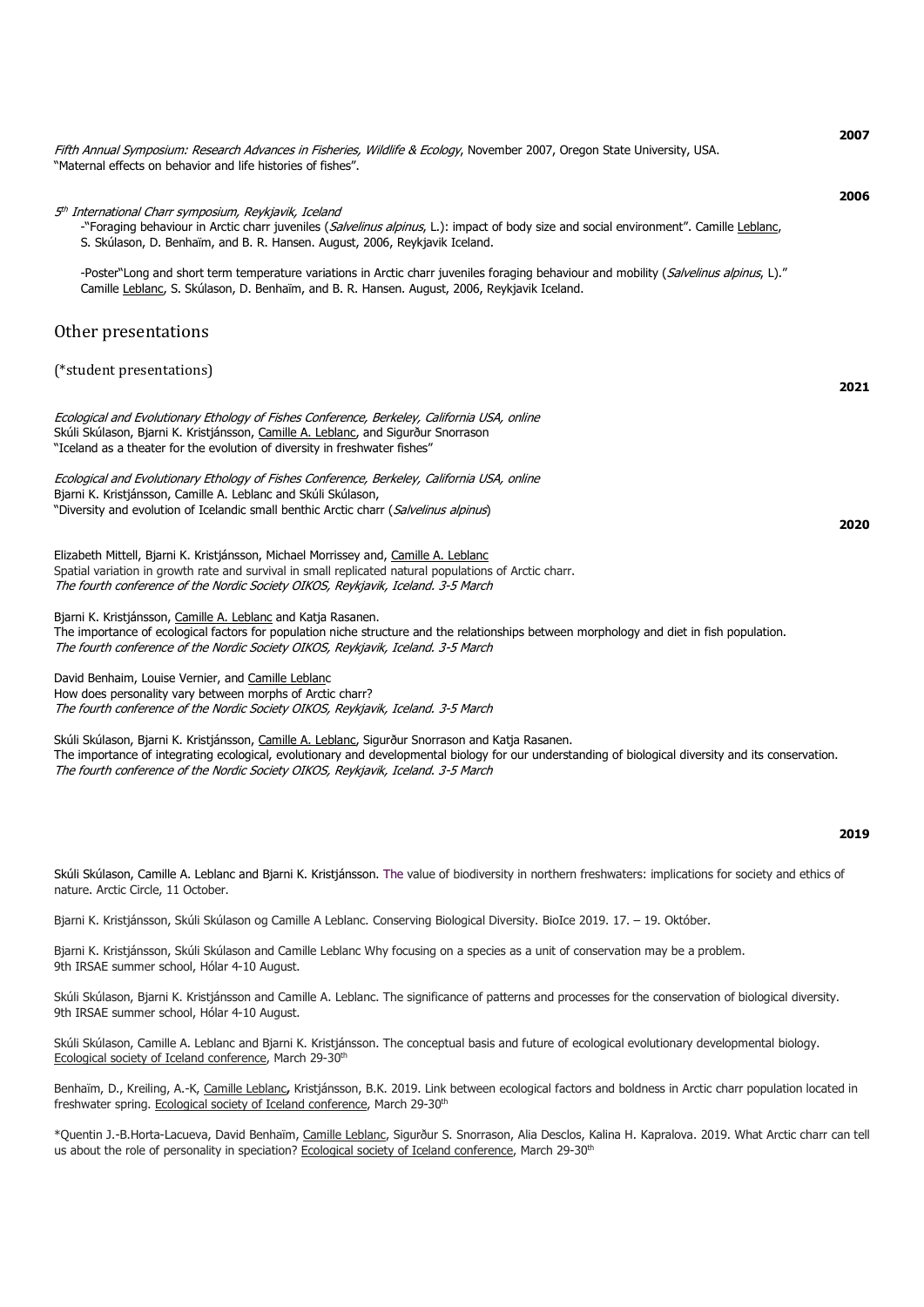**2007**

*Fifth Annual Symposium: Research Advances in Fisheries, Wildlife & Ecology*, November 2007, Oregon State University, USA.
"Maternal effects on behavior and life histories of fishes".

**2006**

*5th International Charr symposium, Reykjavik, Iceland*

-"Foraging behaviour in Arctic charr juveniles (*Salvelinus alpinus*, L.): impact of body size and social environment". Camille Leblanc, S. Skúlason, D. Benhaïm, and B. R. Hansen. August, 2006, Reykjavik Iceland.

-Poster"Long and short term temperature variations in Arctic charr juveniles foraging behaviour and mobility (*Salvelinus alpinus*, L)." Camille Leblanc, S. Skúlason, D. Benhaïm, and B. R. Hansen. August, 2006, Reykjavik Iceland.

## Other presentations

(*student presentations)

**2021**

*Ecological and Evolutionary Ethology of Fishes Conference, Berkeley, California USA, online*
Skúli Skúlason, Bjarni K. Kristjánsson, Camille A. Leblanc, and Sigurður Snorrason
"Iceland as a theater for the evolution of diversity in freshwater fishes"

*Ecological and Evolutionary Ethology of Fishes Conference, Berkeley, California USA, online*
Bjarni K. Kristjánsson, Camille A. Leblanc and Skúli Skúlason,
"Diversity and evolution of Icelandic small benthic Arctic charr (*Salvelinus alpinus*)

**2020**

Elizabeth Mittell, Bjarni K. Kristjánsson, Michael Morrissey and, Camille A. Leblanc
Spatial variation in growth rate and survival in small replicated natural populations of Arctic charr.
*The fourth conference of the Nordic Society OIKOS, Reykjavik, Iceland. 3-5 March*

Bjarni K. Kristjánsson, Camille A. Leblanc and Katja Rasanen.
The importance of ecological factors for population niche structure and the relationships between morphology and diet in fish population.
*The fourth conference of the Nordic Society OIKOS, Reykjavik, Iceland. 3-5 March*

David Benhaim, Louise Vernier, and Camille Leblanc
How does personality vary between morphs of Arctic charr?
*The fourth conference of the Nordic Society OIKOS, Reykjavik, Iceland. 3-5 March*

Skúli Skúlason, Bjarni K. Kristjánsson, Camille A. Leblanc, Sigurður Snorrason and Katja Rasanen.
The importance of integrating ecological, evolutionary and developmental biology for our understanding of biological diversity and its conservation.
*The fourth conference of the Nordic Society OIKOS, Reykjavik, Iceland. 3-5 March*

**2019**

Skúli Skúlason, Camille A. Leblanc and Bjarni K. Kristjánsson. The value of biodiversity in northern freshwaters: implications for society and ethics of nature. Arctic Circle, 11 October.

Bjarni K. Kristjánsson, Skúli Skúlason og Camille A Leblanc. Conserving Biological Diversity. BioIce 2019. 17. – 19. Október.

Bjarni K. Kristjánsson, Skúli Skúlason and Camille Leblanc Why focusing on a species as a unit of conservation may be a problem.
9th IRSAE summer school, Hólar 4-10 August.

Skúli Skúlason, Bjarni K. Kristjánsson and Camille A. Leblanc. The significance of patterns and processes for the conservation of biological diversity.
9th IRSAE summer school, Hólar 4-10 August.

Skúli Skúlason, Camille A. Leblanc and Bjarni K. Kristjánsson. The conceptual basis and future of ecological evolutionary developmental biology.
Ecological society of Iceland conference, March 29-30th

Benhaïm, D., Kreiling, A.-K, Camille Leblanc**,** Kristjánsson, B.K. 2019. Link between ecological factors and boldness in Arctic charr population located in freshwater spring. Ecological society of Iceland conference, March 29-30th

*Quentin J.-B.Horta-Lacueva, David Benhaïm, Camille Leblanc, Sigurður S. Snorrason, Alia Desclos, Kalina H. Kapralova. 2019. What Arctic charr can tell us about the role of personality in speciation? Ecological society of Iceland conference, March 29-30th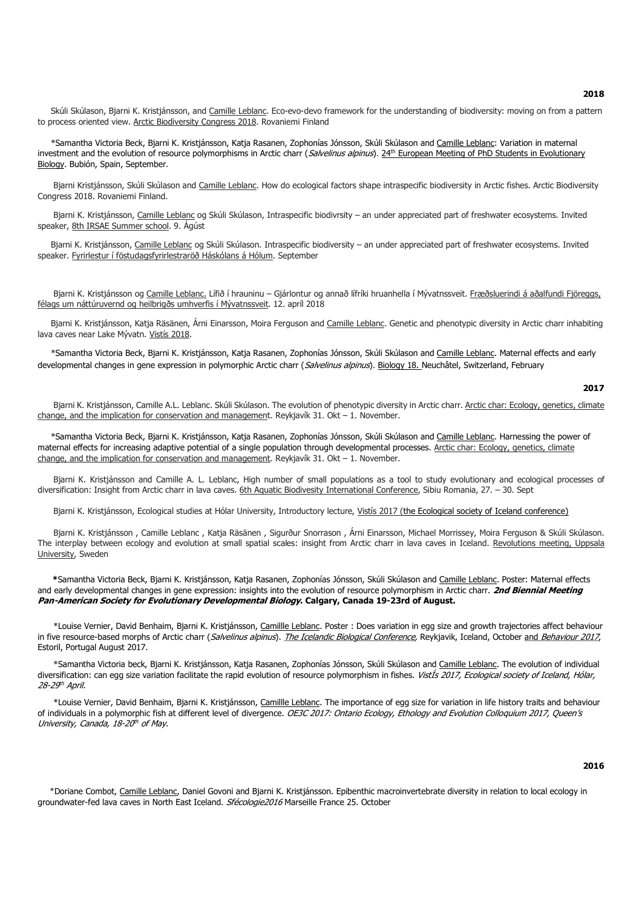**2018**

Skúli Skúlason, Bjarni K. Kristjánsson, and Camille Leblanc. Eco-evo-devo framework for the understanding of biodiversity: moving on from a pattern to process oriented view. Arctic Biodiversity Congress 2018. Rovaniemi Finland

*Samantha Victoria Beck, Bjarni K. Kristjánsson, Katja Rasanen, Zophonías Jónsson, Skúli Skúlason and Camille Leblanc: Variation in maternal investment and the evolution of resource polymorphisms in Arctic charr (*Salvelinus alpinus*). 24th European Meeting of PhD Students in Evolutionary Biology. Bubión, Spain, September.

Bjarni Kristjánsson, Skúli Skúlason and Camille Leblanc. How do ecological factors shape intraspecific biodiversity in Arctic fishes. Arctic Biodiversity Congress 2018. Rovaniemi Finland.

Bjarni K. Kristjánsson, Camille Leblanc og Skúli Skúlason, Intraspecific biodivrsity – an under appreciated part of freshwater ecosystems. Invited speaker, 8th IRSAE Summer school. 9. Ágúst

Bjarni K. Kristjánsson, Camille Leblanc og Skúli Skúlason. Intraspecific biodiversity – an under appreciated part of freshwater ecosystems. Invited speaker. Fyrirlestur í föstudagsfyrirlestraröð Háskólans á Hólum. September

Bjarni K. Kristjánsson og Camille Leblanc. Lífið í hrauninu – Gjárlontur og annað lífríki hruanhella í Mývatnssveit. Fræðsluerindi á aðalfundi Fjöreggs, félags um náttúruvernd og heilbrigðs umhverfis í Mývatnssveit. 12. apríl 2018

Bjarni K. Kristjánsson, Katja Räsänen, Árni Einarsson, Moira Ferguson and Camille Leblanc. Genetic and phenotypic diversity in Arctic charr inhabiting lava caves near Lake Mývatn. Vistís 2018.

*Samantha Victoria Beck, Bjarni K. Kristjánsson, Katja Rasanen, Zophonías Jónsson, Skúli Skúlason and Camille Leblanc. Maternal effects and early developmental changes in gene expression in polymorphic Arctic charr (*Salvelinus alpinus*). Biology 18. Neuchâtel, Switzerland, February

**2017**

Bjarni K. Kristjánsson, Camille A.L. Leblanc. Skúli Skúlason. The evolution of phenotypic diversity in Arctic charr. Arctic char: Ecology, genetics, climate change, and the implication for conservation and management. Reykjavík 31. Okt – 1. November.

*Samantha Victoria Beck, Bjarni K. Kristjánsson, Katja Rasanen, Zophonías Jónsson, Skúli Skúlason and Camille Leblanc. Harnessing the power of maternal effects for increasing adaptive potential of a single population through developmental processes. Arctic char: Ecology, genetics, climate change, and the implication for conservation and management. Reykjavík 31. Okt – 1. November.

Bjarni K. Kristjánsson and Camille A. L. Leblanc, High number of small populations as a tool to study evolutionary and ecological processes of diversification: Insight from Arctic charr in lava caves. 6th Aquatic Biodivesity International Conference, Sibiu Romania, 27. – 30. Sept

Bjarni K. Kristjánsson, Ecological studies at Hólar University, Introductory lecture, Vistís 2017 (the Ecological society of Iceland conference)

Bjarni K. Kristjánsson , Camille Leblanc , Katja Räsänen , Sigurður Snorrason , Árni Einarsson, Michael Morrissey, Moira Ferguson & Skúli Skúlason. The interplay between ecology and evolution at small spatial scales: insight from Arctic charr in lava caves in Iceland. Revolutions meeting, Uppsala University, Sweden

**\*Samantha Victoria Beck, Bjarni K. Kristjánsson, Katja Rasanen, Zophonías Jónsson, Skúli Skúlason and Camille Leblanc. Poster: Maternal effects and early developmental changes in gene expression: insights into the evolution of resource polymorphism in Arctic charr. *2nd Biennial Meeting Pan-American Society for Evolutionary Developmental Biology*. Calgary, Canada 19-23rd of August.**

*Louise Vernier, David Benhaim, Bjarni K. Kristjánsson, Camillle Leblanc. Poster : Does variation in egg size and growth trajectories affect behaviour in five resource-based morphs of Arctic charr (*Salvelinus alpinus*). *The Icelandic Biological Conference*, Reykjavik, Iceland, October and *Behaviour 2017*, Estoril, Portugal August 2017.

*Samantha Victoria beck, Bjarni K. Kristjánsson, Katja Rasanen, Zophonías Jónsson, Skúli Skúlason and Camille Leblanc. The evolution of individual diversification: can egg size variation facilitate the rapid evolution of resource polymorphism in fishes. *VistÍs 2017, Ecological society of Iceland, Hólar, 28-29th April.*

*Louise Vernier, David Benhaim, Bjarni K. Kristjánsson, Camillle Leblanc. The importance of egg size for variation in life history traits and behaviour of individuals in a polymorphic fish at different level of divergence. *OE3C 2017: Ontario Ecology, Ethology and Evolution Colloquium 2017, Queen's University, Canada, 18-20th of May.*

**2016**

*Doriane Combot, Camille Leblanc, Daniel Govoni and Bjarni K. Kristjánsson. Epibenthic macroinvertebrate diversity in relation to local ecology in groundwater-fed lava caves in North East Iceland. *Sfécologie2016* Marseille France 25. October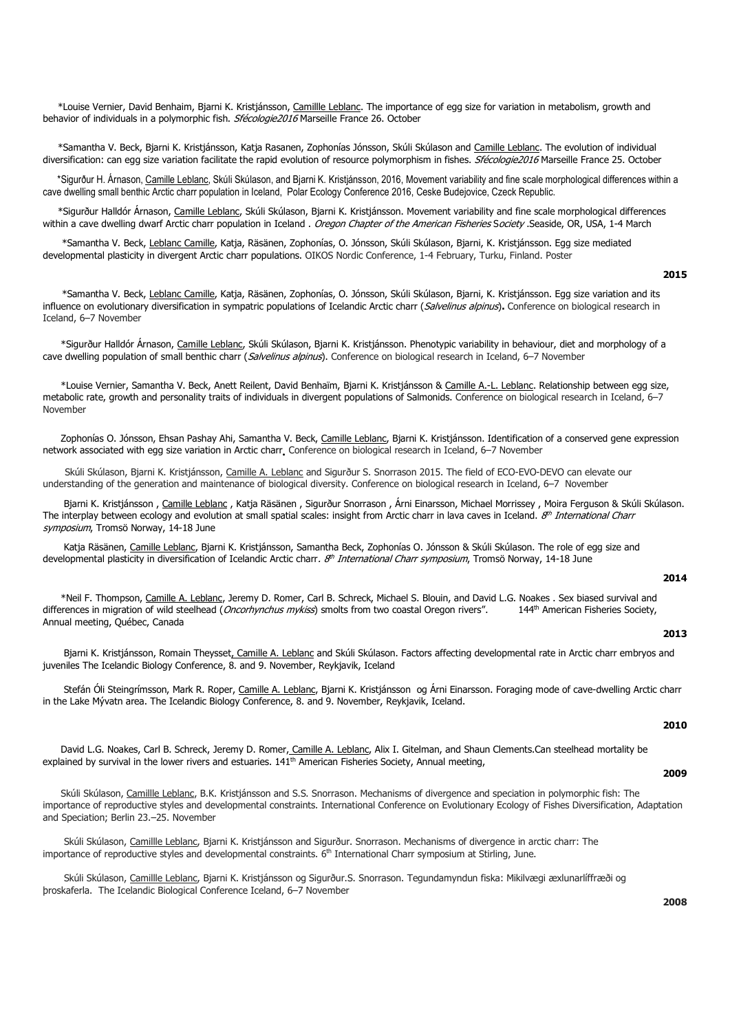*Louise Vernier, David Benhaim, Bjarni K. Kristjánsson, Camillle Leblanc. The importance of egg size for variation in metabolism, growth and behavior of individuals in a polymorphic fish. *Sfécologie2016* Marseille France 26. October

*Samantha V. Beck, Bjarni K. Kristjánsson, Katja Rasanen, Zophonías Jónsson, Skúli Skúlason and Camille Leblanc. The evolution of individual diversification: can egg size variation facilitate the rapid evolution of resource polymorphism in fishes. *Sfécologie2016* Marseille France 25. October

*Sigurður H. Árnason, Camille Leblanc, Skúli Skúlason, and Bjarni K. Kristjánsson, 2016, Movement variability and fine scale morphological differences within a cave dwelling small benthic Arctic charr population in Iceland, Polar Ecology Conference 2016, Ceske Budejovice, Czeck Republic.

*Sigurður Halldór Árnason, Camille Leblanc, Skúli Skúlason, Bjarni K. Kristjánsson. Movement variability and fine scale morphological differences within a cave dwelling dwarf Arctic charr population in Iceland . *Oregon Chapter of the American Fisheries Society* .Seaside, OR, USA, 1-4 March

*Samantha V. Beck, Leblanc Camille, Katja, Räsänen, Zophonías, O. Jónsson, Skúli Skúlason, Bjarni, K. Kristjánsson. Egg size mediated developmental plasticity in divergent Arctic charr populations. OIKOS Nordic Conference, 1-4 February, Turku, Finland. Poster

**2015**

*Samantha V. Beck, Leblanc Camille, Katja, Räsänen, Zophonías, O. Jónsson, Skúli Skúlason, Bjarni, K. Kristjánsson. Egg size variation and its influence on evolutionary diversification in sympatric populations of Icelandic Arctic charr (*Salvelinus alpinus*)**.** Conference on biological research in Iceland, 6–7 November

*Sigurður Halldór Árnason, Camille Leblanc, Skúli Skúlason, Bjarni K. Kristjánsson. Phenotypic variability in behaviour, diet and morphology of a cave dwelling population of small benthic charr (*Salvelinus alpinus*). Conference on biological research in Iceland, 6–7 November

*Louise Vernier, Samantha V. Beck, Anett Reilent, David Benhaïm, Bjarni K. Kristjánsson & Camille A.-L. Leblanc. Relationship between egg size, metabolic rate, growth and personality traits of individuals in divergent populations of Salmonids. Conference on biological research in Iceland, 6–7 November

Zophonías O. Jónsson, Ehsan Pashay Ahi, Samantha V. Beck, Camille Leblanc, Bjarni K. Kristjánsson. Identification of a conserved gene expression network associated with egg size variation in Arctic charr. Conference on biological research in Iceland, 6–7 November

Skúli Skúlason, Bjarni K. Kristjánsson, Camille A. Leblanc and Sigurður S. Snorrason 2015. The field of ECO-EVO-DEVO can elevate our understanding of the generation and maintenance of biological diversity. Conference on biological research in Iceland, 6–7 November

Bjarni K. Kristjánsson , Camille Leblanc , Katja Räsänen , Sigurður Snorrason , Árni Einarsson, Michael Morrissey , Moira Ferguson & Skúli Skúlason. The interplay between ecology and evolution at small spatial scales: insight from Arctic charr in lava caves in Iceland. *8th International Charr symposium*, Tromsö Norway, 14-18 June

Katja Räsänen, Camille Leblanc, Bjarni K. Kristjánsson, Samantha Beck, Zophonías O. Jónsson & Skúli Skúlason. The role of egg size and developmental plasticity in diversification of Icelandic Arctic charr. *8th International Charr symposium*, Tromsö Norway, 14-18 June

**2014**

*Neil F. Thompson, Camille A. Leblanc, Jeremy D. Romer, Carl B. Schreck, Michael S. Blouin, and David L.G. Noakes . Sex biased survival and differences in migration of wild steelhead (*Oncorhynchus mykiss*) smolts from two coastal Oregon rivers". 144th American Fisheries Society, Annual meeting, Québec, Canada

**2013**

Bjarni K. Kristjánsson, Romain Theysset, Camille A. Leblanc and Skúli Skúlason. Factors affecting developmental rate in Arctic charr embryos and juveniles The Icelandic Biology Conference, 8. and 9. November, Reykjavik, Iceland

Stefán Óli Steingrímsson, Mark R. Roper, Camille A. Leblanc, Bjarni K. Kristjánsson og Árni Einarsson. Foraging mode of cave-dwelling Arctic charr in the Lake Mývatn area. The Icelandic Biology Conference, 8. and 9. November, Reykjavik, Iceland.

**2010**

David L.G. Noakes, Carl B. Schreck, Jeremy D. Romer, Camille A. Leblanc, Alix I. Gitelman, and Shaun Clements.Can steelhead mortality be explained by survival in the lower rivers and estuaries. 141th American Fisheries Society, Annual meeting,

**2009**

Skúli Skúlason, Camillle Leblanc, B.K. Kristjánsson and S.S. Snorrason. Mechanisms of divergence and speciation in polymorphic fish: The importance of reproductive styles and developmental constraints. International Conference on Evolutionary Ecology of Fishes Diversification, Adaptation and Speciation; Berlin 23.–25. November

Skúli Skúlason, Camillle Leblanc, Bjarni K. Kristjánsson and Sigurður. Snorrason. Mechanisms of divergence in arctic charr: The importance of reproductive styles and developmental constraints. 6th International Charr symposium at Stirling, June.

Skúli Skúlason, Camillle Leblanc, Bjarni K. Kristjánsson og Sigurður.S. Snorrason. Tegundamyndun fiska: Mikilvægi æxlunarlíffræði og þroskaferla. The Icelandic Biological Conference Iceland, 6–7 November

**2008**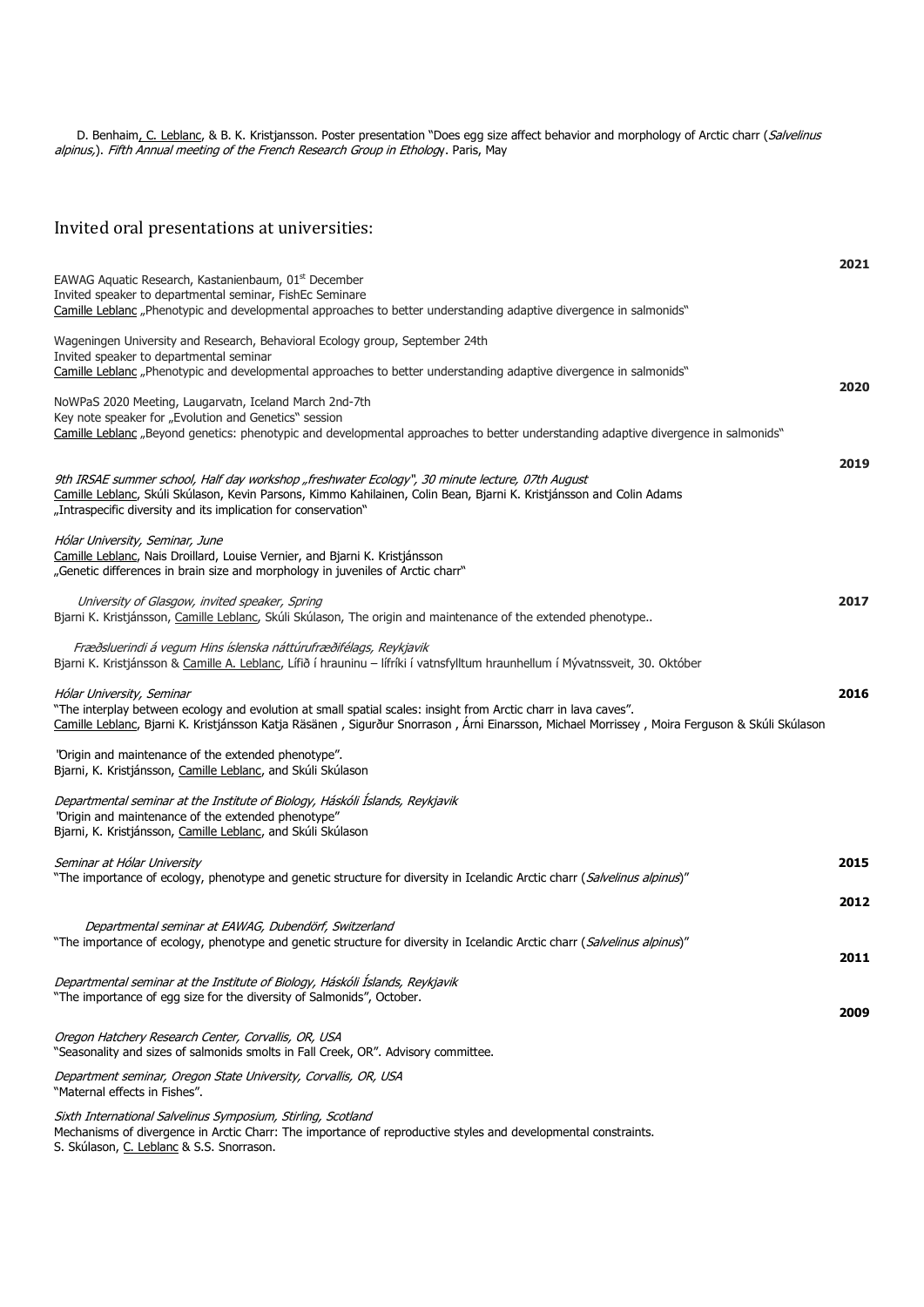D. Benhaim, C. Leblanc, & B. K. Kristjansson. Poster presentation "Does egg size affect behavior and morphology of Arctic charr (*Salvelinus alpinus,*). *Fifth Annual meeting of the French Research Group in Ethology*. Paris, May

## Invited oral presentations at universities:

**2021**

EAWAG Aquatic Research, Kastanienbaum, 01st December
Invited speaker to departmental seminar, FishEc Seminare
Camille Leblanc „Phenotypic and developmental approaches to better understanding adaptive divergence in salmonids"

Wageningen University and Research, Behavioral Ecology group, September 24th
Invited speaker to departmental seminar
Camille Leblanc „Phenotypic and developmental approaches to better understanding adaptive divergence in salmonids"

**2020**

NoWPaS 2020 Meeting, Laugarvatn, Iceland March 2nd-7th
Key note speaker for „Evolution and Genetics" session
Camille Leblanc „Beyond genetics: phenotypic and developmental approaches to better understanding adaptive divergence in salmonids"

**2019**

*9th IRSAE summer school, Half day workshop „freshwater Ecology", 30 minute lecture, 07th August*
Camille Leblanc, Skúli Skúlason, Kevin Parsons, Kimmo Kahilainen, Colin Bean, Bjarni K. Kristjánsson and Colin Adams
„Intraspecific diversity and its implication for conservation"

*Hólar University, Seminar, June*
Camille Leblanc, Nais Droillard, Louise Vernier, and Bjarni K. Kristjánsson
„Genetic differences in brain size and morphology in juveniles of Arctic charr"

**2017**

*University of Glasgow, invited speaker, Spring*
Bjarni K. Kristjánsson, Camille Leblanc, Skúli Skúlason, The origin and maintenance of the extended phenotype..

*Fræðsluerindi á vegum Hins íslenska náttúrufræðifélags, Reykjavik*
Bjarni K. Kristjánsson & Camille A. Leblanc, Lífið í hrauninu – lífríki í vatnsfylltum hraunhellum í Mývatnssveit, 30. Október

**2016**

*Hólar University, Seminar*
"The interplay between ecology and evolution at small spatial scales: insight from Arctic charr in lava caves".
Camille Leblanc, Bjarni K. Kristjánsson Katja Räsänen , Sigurður Snorrason , Árni Einarsson, Michael Morrissey , Moira Ferguson & Skúli Skúlason

"Origin and maintenance of the extended phenotype".
Bjarni, K. Kristjánsson, Camille Leblanc, and Skúli Skúlason

*Departmental seminar at the Institute of Biology, Háskóli Íslands, Reykjavik*
"Origin and maintenance of the extended phenotype"
Bjarni, K. Kristjánsson, Camille Leblanc, and Skúli Skúlason

**2015**

*Seminar at Hólar University*
"The importance of ecology, phenotype and genetic structure for diversity in Icelandic Arctic charr (*Salvelinus alpinus*)"

**2012**

*Departmental seminar at EAWAG, Dubendörf, Switzerland*
"The importance of ecology, phenotype and genetic structure for diversity in Icelandic Arctic charr (*Salvelinus alpinus*)"

**2011**

*Departmental seminar at the Institute of Biology, Háskóli Íslands, Reykjavik*
"The importance of egg size for the diversity of Salmonids", October.

**2009**

*Oregon Hatchery Research Center, Corvallis, OR, USA*
"Seasonality and sizes of salmonids smolts in Fall Creek, OR". Advisory committee.

*Department seminar, Oregon State University, Corvallis, OR, USA*
"Maternal effects in Fishes".

*Sixth International Salvelinus Symposium, Stirling, Scotland*
Mechanisms of divergence in Arctic Charr: The importance of reproductive styles and developmental constraints.
S. Skúlason, C. Leblanc & S.S. Snorrason.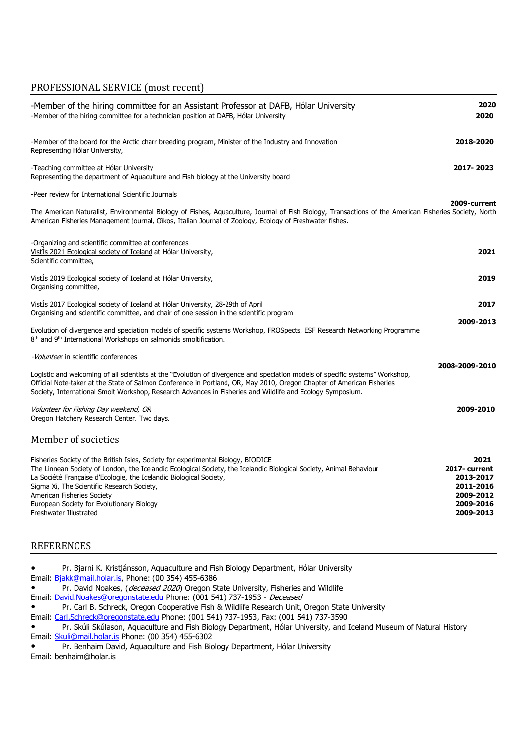## PROFESSIONAL SERVICE (most recent)

-Member of the hiring committee for an Assistant Professor at DAFB, Hólar University **2020**
-Member of the hiring committee for a technician position at DAFB, Hólar University **2020**

-Member of the board for the Arctic charr breeding program, Minister of the Industry and Innovation **2018-2020**
Representing Hólar University,

-Teaching committee at Hólar University **2017- 2023**
Representing the department of Aquaculture and Fish biology at the University board

-Peer review for International Scientific Journals **2009-current**
The American Naturalist, Environmental Biology of Fishes, Aquaculture, Journal of Fish Biology, Transactions of the American Fisheries Society, North American Fisheries Management journal, Oïkos, Italian Journal of Zoology, Ecology of Freshwater fishes.

-Organizing and scientific committee at conferences
VistÍs 2021 Ecological society of Iceland at Hólar University, **2021**
Scientific committee,

VistÍs 2019 Ecological society of Iceland at Hólar University, **2019**
Organising committee,

VistÍs 2017 Ecological society of Iceland at Hólar University, 28-29th of April **2017**
Organising and scientific committee, and chair of one session in the scientific program

Evolution of divergence and speciation models of specific systems Workshop, FROSpects, ESF Research Networking Programme **2009-2013**
8th and 9th International Workshops on salmonids smoltification.

-*Volunteer* in scientific conferences **2008-2009-2010**
Logistic and welcoming of all scientists at the "Evolution of divergence and speciation models of specific systems" Workshop,
Official Note-taker at the State of Salmon Conference in Portland, OR, May 2010, Oregon Chapter of American Fisheries Society, International Smolt Workshop, Research Advances in Fisheries and Wildlife and Ecology Symposium.

*Volunteer for Fishing Day weekend, OR* **2009-2010**
Oregon Hatchery Research Center. Two days.

### Member of societies

| | |
|---|---|
| Fisheries Society of the British Isles, Society for experimental Biology, BIODICE | **2021** |
| The Linnean Society of London, the Icelandic Ecological Society, the Icelandic Biological Society, Animal Behaviour | **2017- current** |
| La Société Française d'Ecologie, the Icelandic Biological Society, | **2013-2017** |
| Sigma Xi, The Scientific Research Society, | **2011-2016** |
| American Fisheries Society | **2009-2012** |
| European Society for Evolutionary Biology | **2009-2016** |
| Freshwater Illustrated | **2009-2013** |

## REFERENCES

- Pr. Bjarni K. Kristjánsson, Aquaculture and Fish Biology Department, Hólar University
Email: Bjakk@mail.holar.is, Phone: (00 354) 455-6386
- Pr. David Noakes, (*deceased 2020*) Oregon State University, Fisheries and Wildlife
Email: David.Noakes@oregonstate.edu Phone: (001 541) 737-1953 - *Deceased*
- Pr. Carl B. Schreck, Oregon Cooperative Fish & Wildlife Research Unit, Oregon State University
Email: Carl.Schreck@oregonstate.edu Phone: (001 541) 737-1953, Fax: (001 541) 737-3590
- Pr. Skúli Skúlason, Aquaculture and Fish Biology Department, Hólar University, and Iceland Museum of Natural History
Email: Skuli@mail.holar.is Phone: (00 354) 455-6302
- Pr. Benhaim David, Aquaculture and Fish Biology Department, Hólar University
Email: benhaim@holar.is